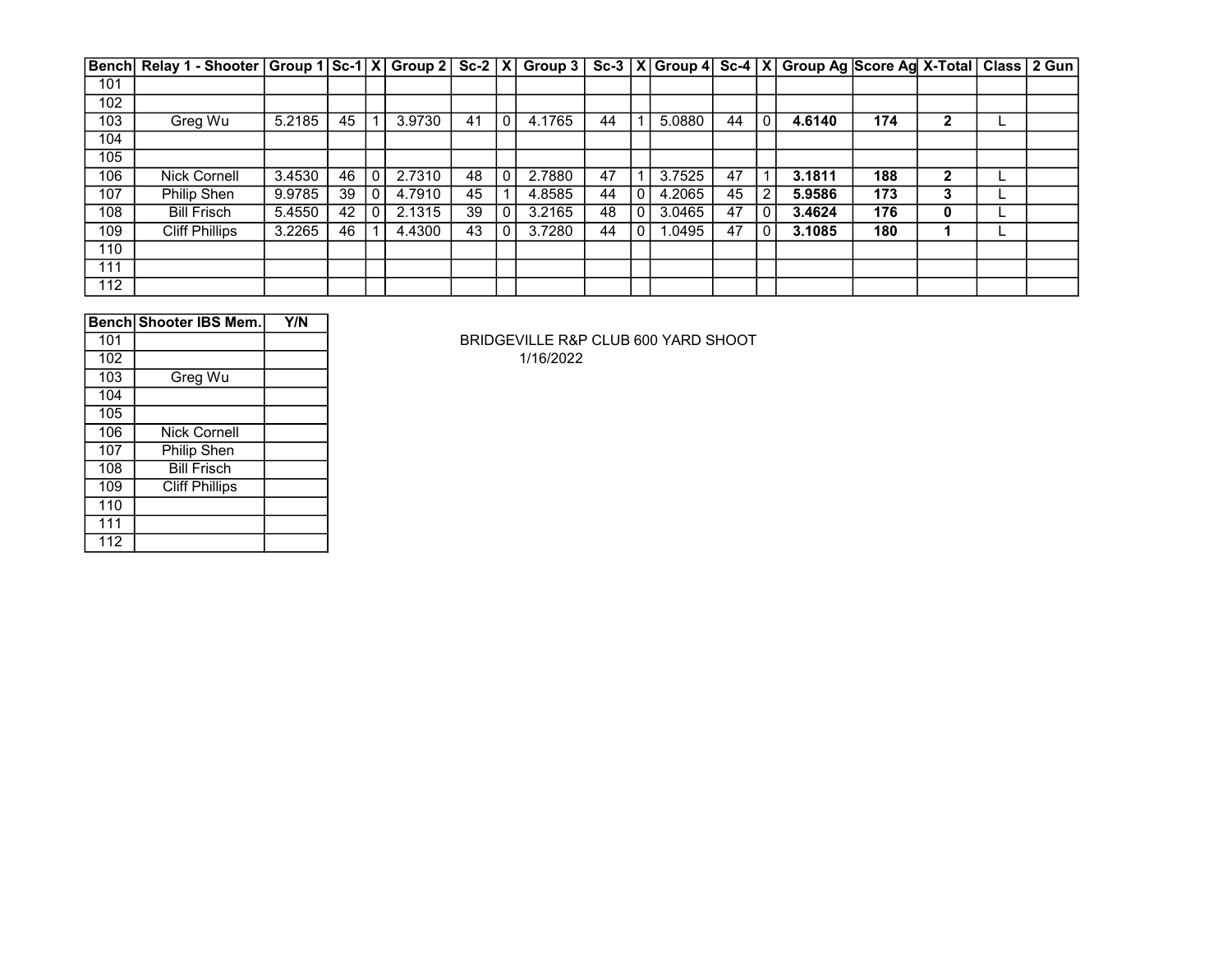| Bench | Relay 1 - Shooter | Group 1 | Sc-1 | X | Group 2 | Sc-2 | X | Group 3 | Sc-3 | X | Group 4 | Sc-4 | X | Group Ag | Score Ag | X-Total | Class | 2 Gun |
|---|---|---|---|---|---|---|---|---|---|---|---|---|---|---|---|---|---|---|
| 101 | | | | | | | | | | | | | | | | | | |
| 102 | | | | | | | | | | | | | | | | | | |
| 103 | Greg Wu | 5.2185 | 45 | 1 | 3.9730 | 41 | 0 | 4.1765 | 44 | 1 | 5.0880 | 44 | 0 | **4.6140** | **174** | **2** | L | |
| 104 | | | | | | | | | | | | | | | | | | |
| 105 | | | | | | | | | | | | | | | | | | |
| 106 | Nick Cornell | 3.4530 | 46 | 0 | 2.7310 | 48 | 0 | 2.7880 | 47 | 1 | 3.7525 | 47 | 1 | **3.1811** | **188** | **2** | L | |
| 107 | Philip Shen | 9.9785 | 39 | 0 | 4.7910 | 45 | 1 | 4.8585 | 44 | 0 | 4.2065 | 45 | 2 | **5.9586** | **173** | **3** | L | |
| 108 | Bill Frisch | 5.4550 | 42 | 0 | 2.1315 | 39 | 0 | 3.2165 | 48 | 0 | 3.0465 | 47 | 0 | **3.4624** | **176** | **0** | L | |
| 109 | Cliff Phillips | 3.2265 | 46 | 1 | 4.4300 | 43 | 0 | 3.7280 | 44 | 0 | 1.0495 | 47 | 0 | **3.1085** | **180** | **1** | L | |
| 110 | | | | | | | | | | | | | | | | | | |
| 111 | | | | | | | | | | | | | | | | | | |
| 112 | | | | | | | | | | | | | | | | | | |

| Bench | Shooter IBS Mem. | Y/N |
|---|---|---|
| 101 | | |
| 102 | | |
| 103 | Greg Wu | |
| 104 | | |
| 105 | | |
| 106 | Nick Cornell | |
| 107 | Philip Shen | |
| 108 | Bill Frisch | |
| 109 | Cliff Phillips | |
| 110 | | |
| 111 | | |
| 112 | | |

BRIDGEVILLE R&P CLUB 600 YARD SHOOT

1/16/2022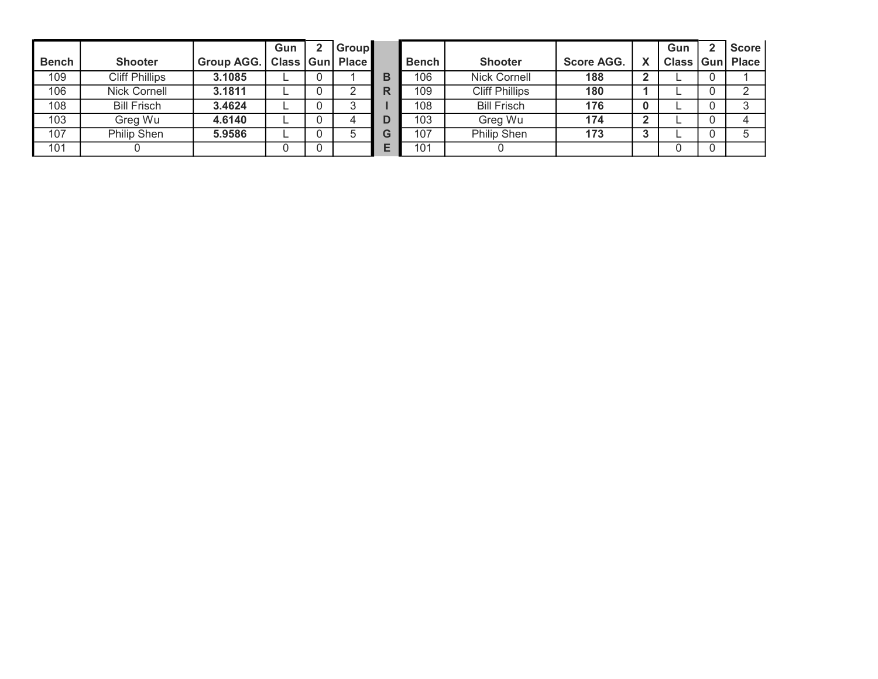| Bench | Shooter | Group AGG. | Gun Class | 2 Gun | Group Place |
|---|---|---|---|---|---|
| 109 | Cliff Phillips | **3.1085** | L | 0 | 1 |
| 106 | Nick Cornell | **3.1811** | L | 0 | 2 |
| 108 | Bill Frisch | **3.4624** | L | 0 | 3 |
| 103 | Greg Wu | **4.6140** | L | 0 | 4 |
| 107 | Philip Shen | **5.9586** | L | 0 | 5 |
| 101 | 0 | | 0 | 0 | |

**BRIDGE**

| Bench | Shooter | Score AGG. | X | Gun Class | 2 Gun | Score Place |
|---|---|---|---|---|---|---|
| 106 | Nick Cornell | **188** | **2** | L | 0 | 1 |
| 109 | Cliff Phillips | **180** | **1** | L | 0 | 2 |
| 108 | Bill Frisch | **176** | **0** | L | 0 | 3 |
| 103 | Greg Wu | **174** | **2** | L | 0 | 4 |
| 107 | Philip Shen | **173** | **3** | L | 0 | 5 |
| 101 | 0 | | | 0 | 0 | |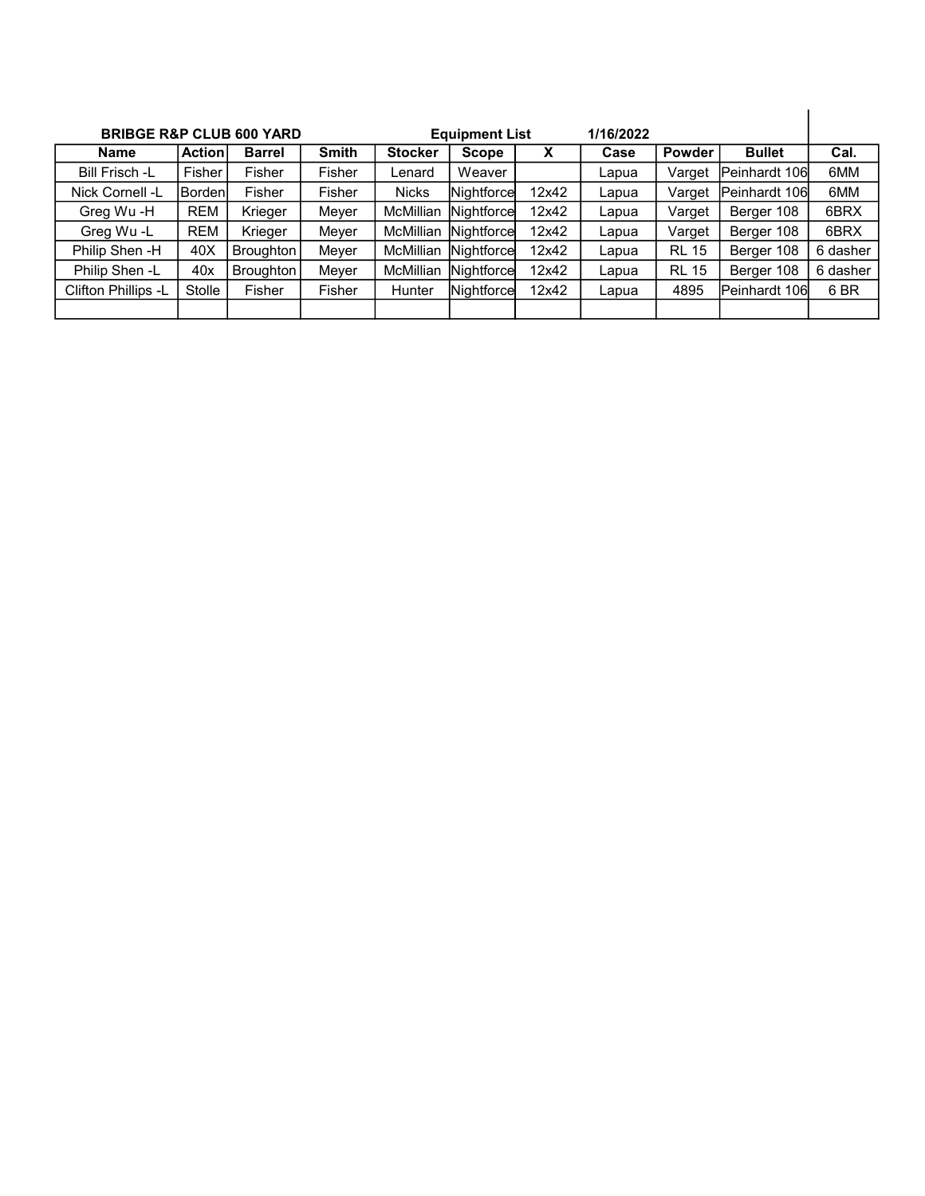**BRIBGE R&P CLUB 600 YARD** **Equipment List** **1/16/2022**

| Name | Action | Barrel | Smith | Stocker | Scope | X | Case | Powder | Bullet | Cal. |
|---|---|---|---|---|---|---|---|---|---|---|
| Bill Frisch -L | Fisher | Fisher | Fisher | Lenard | Weaver | | Lapua | Varget | Peinhardt 106 | 6MM |
| Nick Cornell -L | Borden | Fisher | Fisher | Nicks | Nightforce | 12x42 | Lapua | Varget | Peinhardt 106 | 6MM |
| Greg Wu -H | REM | Krieger | Meyer | McMillian | Nightforce | 12x42 | Lapua | Varget | Berger 108 | 6BRX |
| Greg Wu -L | REM | Krieger | Meyer | McMillian | Nightforce | 12x42 | Lapua | Varget | Berger 108 | 6BRX |
| Philip Shen -H | 40X | Broughton | Meyer | McMillian | Nightforce | 12x42 | Lapua | RL 15 | Berger 108 | 6 dasher |
| Philip Shen -L | 40x | Broughton | Meyer | McMillian | Nightforce | 12x42 | Lapua | RL 15 | Berger 108 | 6 dasher |
| Clifton Phillips -L | Stolle | Fisher | Fisher | Hunter | Nightforce | 12x42 | Lapua | 4895 | Peinhardt 106 | 6 BR |
| | | | | | | | | | | |